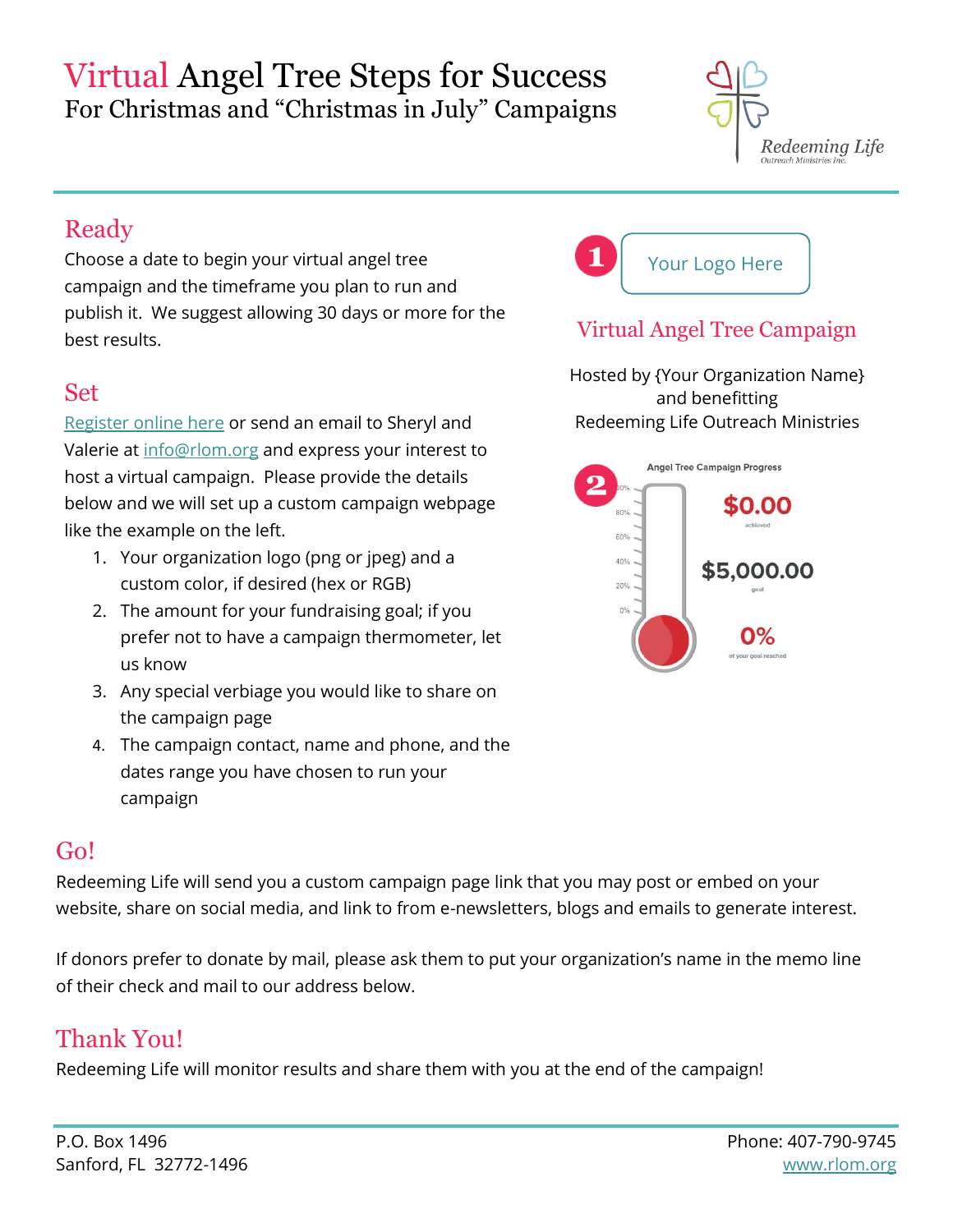# Virtual Angel Tree Steps for Success

For Christmas and "Christmas in July" Campaigns

Redeeming Life
Outreach Ministries Inc.

## Ready

Choose a date to begin your virtual angel tree campaign and the timeframe you plan to run and publish it. We suggest allowing 30 days or more for the best results.

## Set

Register online here or send an email to Sheryl and Valerie at info@rlom.org and express your interest to host a virtual campaign. Please provide the details below and we will set up a custom campaign webpage like the example on the left.

1. Your organization logo (png or jpeg) and a custom color, if desired (hex or RGB)
2. The amount for your fundraising goal; if you prefer not to have a campaign thermometer, let us know
3. Any special verbiage you would like to share on the campaign page
4. The campaign contact, name and phone, and the dates range you have chosen to run your campaign

1 Your Logo Here

Virtual Angel Tree Campaign

Hosted by {Your Organization Name} and benefitting Redeeming Life Outreach Ministries

2 Angel Tree Campaign Progress

100% 80% 60% 40% 20% 0%

$0.00 achieved

$5,000.00 goal

0% of your goal reached

## Go!

Redeeming Life will send you a custom campaign page link that you may post or embed on your website, share on social media, and link to from e-newsletters, blogs and emails to generate interest.

If donors prefer to donate by mail, please ask them to put your organization's name in the memo line of their check and mail to our address below.

## Thank You!

Redeeming Life will monitor results and share them with you at the end of the campaign!

P.O. Box 1496
Sanford, FL 32772-1496

Phone: 407-790-9745
www.rlom.org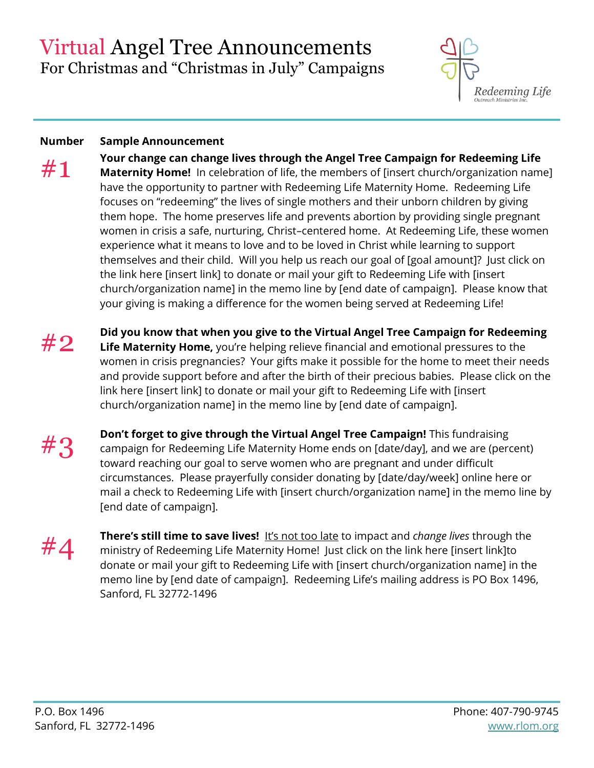# Virtual Angel Tree Announcements

## For Christmas and "Christmas in July" Campaigns

Redeeming Life
Outreach Ministries Inc.

| Number | Sample Announcement |
|---|---|
| #1 | **Your change can change lives through the Angel Tree Campaign for Redeeming Life Maternity Home!** In celebration of life, the members of [insert church/organization name] have the opportunity to partner with Redeeming Life Maternity Home. Redeeming Life focuses on "redeeming" the lives of single mothers and their unborn children by giving them hope. The home preserves life and prevents abortion by providing single pregnant women in crisis a safe, nurturing, Christ–centered home. At Redeeming Life, these women experience what it means to love and to be loved in Christ while learning to support themselves and their child. Will you help us reach our goal of [goal amount]? Just click on the link here [insert link] to donate or mail your gift to Redeeming Life with [insert church/organization name] in the memo line by [end date of campaign]. Please know that your giving is making a difference for the women being served at Redeeming Life! |
| #2 | **Did you know that when you give to the Virtual Angel Tree Campaign for Redeeming Life Maternity Home,** you're helping relieve financial and emotional pressures to the women in crisis pregnancies? Your gifts make it possible for the home to meet their needs and provide support before and after the birth of their precious babies. Please click on the link here [insert link] to donate or mail your gift to Redeeming Life with [insert church/organization name] in the memo line by [end date of campaign]. |
| #3 | **Don't forget to give through the Virtual Angel Tree Campaign!** This fundraising campaign for Redeeming Life Maternity Home ends on [date/day], and we are (percent) toward reaching our goal to serve women who are pregnant and under difficult circumstances. Please prayerfully consider donating by [date/day/week] online here or mail a check to Redeeming Life with [insert church/organization name] in the memo line by [end date of campaign]. |
| #4 | **There's still time to save lives!** <u>It's not too late</u> to impact and *change lives* through the ministry of Redeeming Life Maternity Home! Just click on the link here [insert link]to donate or mail your gift to Redeeming Life with [insert church/organization name] in the memo line by [end date of campaign]. Redeeming Life's mailing address is PO Box 1496, Sanford, FL 32772-1496 |

P.O. Box 1496
Sanford, FL 32772-1496

Phone: 407-790-9745
www.rlom.org